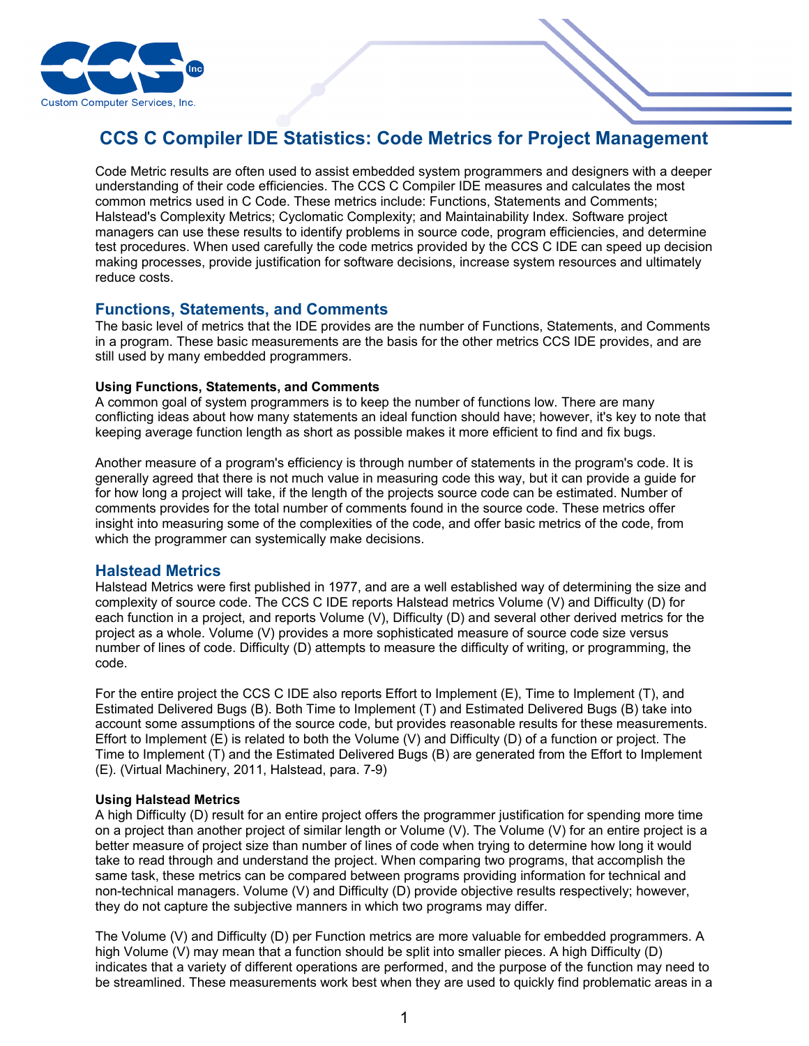# CCS C Compiler IDE Statistics: Code Metrics for Project Management

Code Metric results are often used to assist embedded system programmers and designers with a deeper understanding of their code efficiencies. The CCS C Compiler IDE measures and calculates the most common metrics used in C Code. These metrics include: Functions, Statements and Comments; Halstead's Complexity Metrics; Cyclomatic Complexity; and Maintainability Index. Software project managers can use these results to identify problems in source code, program efficiencies, and determine test procedures. When used carefully the code metrics provided by the CCS C IDE can speed up decision making processes, provide justification for software decisions, increase system resources and ultimately reduce costs.

## Functions, Statements, and Comments

The basic level of metrics that the IDE provides are the number of Functions, Statements, and Comments in a program. These basic measurements are the basis for the other metrics CCS IDE provides, and are still used by many embedded programmers.

**Using Functions, Statements, and Comments**

A common goal of system programmers is to keep the number of functions low. There are many conflicting ideas about how many statements an ideal function should have; however, it's key to note that keeping average function length as short as possible makes it more efficient to find and fix bugs.

Another measure of a program's efficiency is through number of statements in the program's code. It is generally agreed that there is not much value in measuring code this way, but it can provide a guide for for how long a project will take, if the length of the projects source code can be estimated. Number of comments provides for the total number of comments found in the source code. These metrics offer insight into measuring some of the complexities of the code, and offer basic metrics of the code, from which the programmer can systemically make decisions.

## Halstead Metrics

Halstead Metrics were first published in 1977, and are a well established way of determining the size and complexity of source code. The CCS C IDE reports Halstead metrics Volume (V) and Difficulty (D) for each function in a project, and reports Volume (V), Difficulty (D) and several other derived metrics for the project as a whole. Volume (V) provides a more sophisticated measure of source code size versus number of lines of code. Difficulty (D) attempts to measure the difficulty of writing, or programming, the code.

For the entire project the CCS C IDE also reports Effort to Implement (E), Time to Implement (T), and Estimated Delivered Bugs (B). Both Time to Implement (T) and Estimated Delivered Bugs (B) take into account some assumptions of the source code, but provides reasonable results for these measurements. Effort to Implement (E) is related to both the Volume (V) and Difficulty (D) of a function or project. The Time to Implement (T) and the Estimated Delivered Bugs (B) are generated from the Effort to Implement (E). (Virtual Machinery, 2011, Halstead, para. 7-9)

**Using Halstead Metrics**

A high Difficulty (D) result for an entire project offers the programmer justification for spending more time on a project than another project of similar length or Volume (V). The Volume (V) for an entire project is a better measure of project size than number of lines of code when trying to determine how long it would take to read through and understand the project. When comparing two programs, that accomplish the same task, these metrics can be compared between programs providing information for technical and non-technical managers. Volume (V) and Difficulty (D) provide objective results respectively; however, they do not capture the subjective manners in which two programs may differ.

The Volume (V) and Difficulty (D) per Function metrics are more valuable for embedded programmers. A high Volume (V) may mean that a function should be split into smaller pieces. A high Difficulty (D) indicates that a variety of different operations are performed, and the purpose of the function may need to be streamlined. These measurements work best when they are used to quickly find problematic areas in a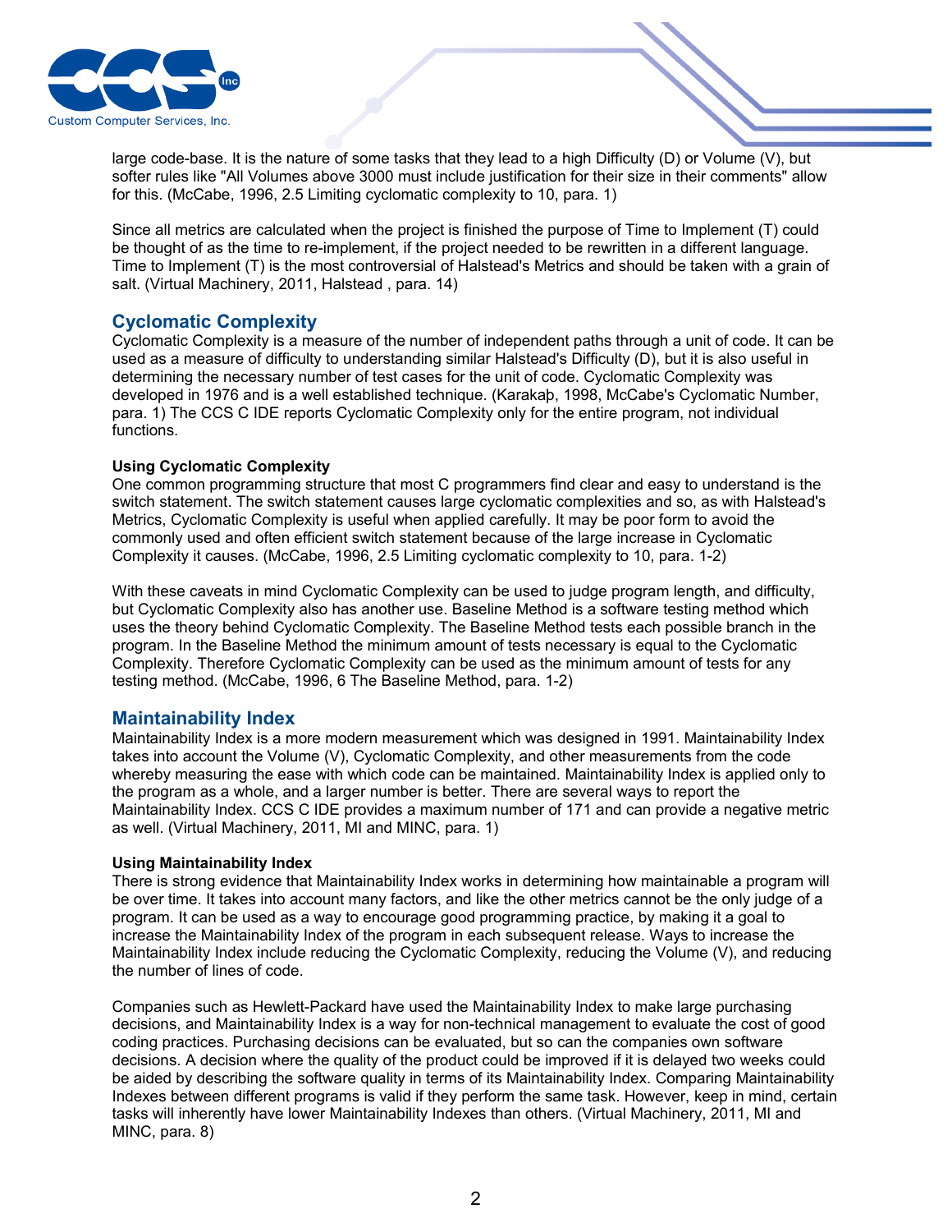large code-base. It is the nature of some tasks that they lead to a high Difficulty (D) or Volume (V), but softer rules like "All Volumes above 3000 must include justification for their size in their comments" allow for this. (McCabe, 1996, 2.5 Limiting cyclomatic complexity to 10, para. 1)

Since all metrics are calculated when the project is finished the purpose of Time to Implement (T) could be thought of as the time to re-implement, if the project needed to be rewritten in a different language. Time to Implement (T) is the most controversial of Halstead's Metrics and should be taken with a grain of salt. (Virtual Machinery, 2011, Halstead , para. 14)

## Cyclomatic Complexity

Cyclomatic Complexity is a measure of the number of independent paths through a unit of code. It can be used as a measure of difficulty to understanding similar Halstead's Difficulty (D), but it is also useful in determining the necessary number of test cases for the unit of code. Cyclomatic Complexity was developed in 1976 and is a well established technique. (Karakaþ, 1998, McCabe's Cyclomatic Number, para. 1) The CCS C IDE reports Cyclomatic Complexity only for the entire program, not individual functions.

### Using Cyclomatic Complexity

One common programming structure that most C programmers find clear and easy to understand is the switch statement. The switch statement causes large cyclomatic complexities and so, as with Halstead's Metrics, Cyclomatic Complexity is useful when applied carefully. It may be poor form to avoid the commonly used and often efficient switch statement because of the large increase in Cyclomatic Complexity it causes. (McCabe, 1996, 2.5 Limiting cyclomatic complexity to 10, para. 1-2)

With these caveats in mind Cyclomatic Complexity can be used to judge program length, and difficulty, but Cyclomatic Complexity also has another use. Baseline Method is a software testing method which uses the theory behind Cyclomatic Complexity. The Baseline Method tests each possible branch in the program. In the Baseline Method the minimum amount of tests necessary is equal to the Cyclomatic Complexity. Therefore Cyclomatic Complexity can be used as the minimum amount of tests for any testing method. (McCabe, 1996, 6 The Baseline Method, para. 1-2)

## Maintainability Index

Maintainability Index is a more modern measurement which was designed in 1991. Maintainability Index takes into account the Volume (V), Cyclomatic Complexity, and other measurements from the code whereby measuring the ease with which code can be maintained. Maintainability Index is applied only to the program as a whole, and a larger number is better. There are several ways to report the Maintainability Index. CCS C IDE provides a maximum number of 171 and can provide a negative metric as well. (Virtual Machinery, 2011, MI and MINC, para. 1)

### Using Maintainability Index

There is strong evidence that Maintainability Index works in determining how maintainable a program will be over time. It takes into account many factors, and like the other metrics cannot be the only judge of a program. It can be used as a way to encourage good programming practice, by making it a goal to increase the Maintainability Index of the program in each subsequent release. Ways to increase the Maintainability Index include reducing the Cyclomatic Complexity, reducing the Volume (V), and reducing the number of lines of code.

Companies such as Hewlett-Packard have used the Maintainability Index to make large purchasing decisions, and Maintainability Index is a way for non-technical management to evaluate the cost of good coding practices. Purchasing decisions can be evaluated, but so can the companies own software decisions. A decision where the quality of the product could be improved if it is delayed two weeks could be aided by describing the software quality in terms of its Maintainability Index. Comparing Maintainability Indexes between different programs is valid if they perform the same task. However, keep in mind, certain tasks will inherently have lower Maintainability Indexes than others. (Virtual Machinery, 2011, MI and MINC, para. 8)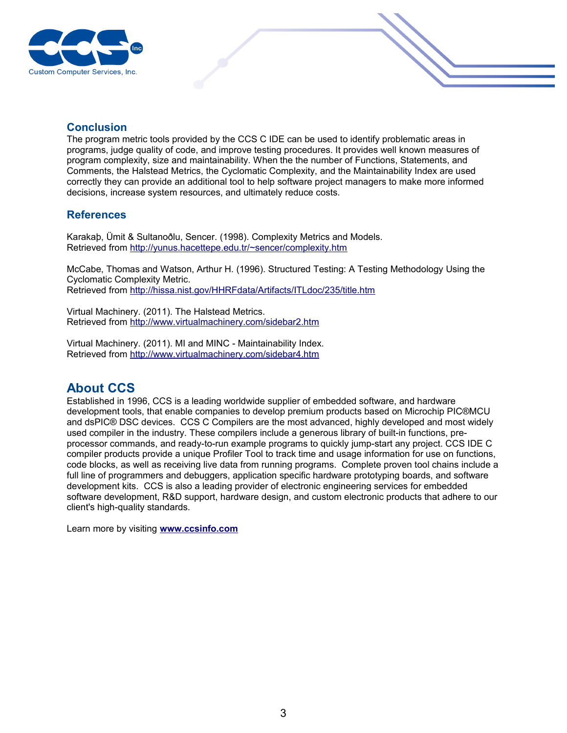## Conclusion

The program metric tools provided by the CCS C IDE can be used to identify problematic areas in programs, judge quality of code, and improve testing procedures. It provides well known measures of program complexity, size and maintainability. When the the number of Functions, Statements, and Comments, the Halstead Metrics, the Cyclomatic Complexity, and the Maintainability Index are used correctly they can provide an additional tool to help software project managers to make more informed decisions, increase system resources, and ultimately reduce costs.

## References

Karakaþ, Ümit & Sultanoðlu, Sencer. (1998). Complexity Metrics and Models.
Retrieved from http://yunus.hacettepe.edu.tr/~sencer/complexity.htm

McCabe, Thomas and Watson, Arthur H. (1996). Structured Testing: A Testing Methodology Using the Cyclomatic Complexity Metric.
Retrieved from http://hissa.nist.gov/HHRFdata/Artifacts/ITLdoc/235/title.htm

Virtual Machinery. (2011). The Halstead Metrics.
Retrieved from http://www.virtualmachinery.com/sidebar2.htm

Virtual Machinery. (2011). MI and MINC - Maintainability Index.
Retrieved from http://www.virtualmachinery.com/sidebar4.htm

# About CCS

Established in 1996, CCS is a leading worldwide supplier of embedded software, and hardware development tools, that enable companies to develop premium products based on Microchip PIC®MCU and dsPIC® DSC devices. CCS C Compilers are the most advanced, highly developed and most widely used compiler in the industry. These compilers include a generous library of built-in functions, pre-processor commands, and ready-to-run example programs to quickly jump-start any project. CCS IDE C compiler products provide a unique Profiler Tool to track time and usage information for use on functions, code blocks, as well as receiving live data from running programs. Complete proven tool chains include a full line of programmers and debuggers, application specific hardware prototyping boards, and software development kits. CCS is also a leading provider of electronic engineering services for embedded software development, R&D support, hardware design, and custom electronic products that adhere to our client's high-quality standards.

Learn more by visiting **www.ccsinfo.com**